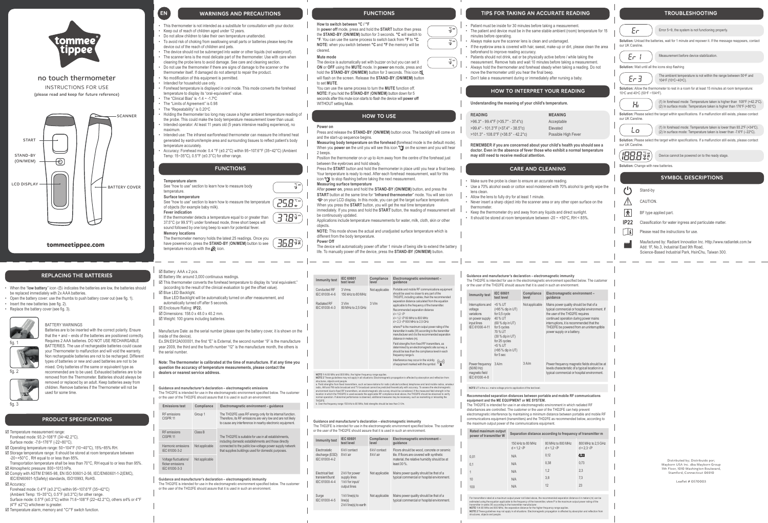# tommee tippee

## no touch thermometer

INSTRUCTIONS FOR USE

(please read and keep for future reference)

SCANNER

START

STAND-BY (ON/MEM)

LCD DISPLAY

BATTERY COVER

tommeetippee.com

## EN WARNINGS AND PRECAUTIONS

- This thermometer is not intended as a substitute for consultation with your doctor.
- Keep out of reach of children aged under 12 years.
- Do not allow children to take their own temperature unattended.
- To avoid risk of choking from swallowing small parts or batteries please keep the device out of the reach of children and pets.
- The device should not be submerged into water or other liquids (not waterproof).
- The scanner lens is the most delicate part of the thermometer. Use with care when cleaning the probe lens to avoid damage. See care and cleaning section.
- Do not use the thermometer if there are signs of damage to the scanner or the thermometer itself. If damaged do not attempt to repair the product.
- No modification of this equipment is permitted.
- Intended for household use only.
- Forehead temperature is displayed in oral mode. This mode converts the forehead temperature to display its "oral-equivalent" value.
- The "Clinical Bias" is -1.4 ~ -1.7°C
- The "Limits of Agreement" is 0.98
- The "Repeatability" is 0.20°C
- Holding the thermometer too long may cause a higher ambient temperature reading of the probe. This could make the body temperature measurement lower than usual.
- Intended operator: At least 11 years old (5 years intensive reading experience), no maximum.
- Intended use: The infrared ear/forehead thermometer can measure the infrared heat generated by eardrum/temple area and surrounding tissues to reflect patient's body temperature accurately.
- Accuracy: Forehead mode: 0.4 °F (±0.2°C) within 95~107.6°F (35~42°C) (Ambient Temp: 15~35°C), 0.5°F (±0.3°C) for other range.

## FUNCTIONS

**Temperature alarm**

See "how to use" section to learn how to measure body temperature.

**Surface temperature**

See "how to use" section to learn how to measure the temperature of objects (for example baby milk).

**Fever indication**

If the thermometer detects a temperature equal to or greater than 37.5°C or (99.5°F) under forehead mode, three short beeps will sound followed by one long beep to warn for potential fever.

**Memory locations**

The thermometer memory holds the latest 25 readings. Once you have powered on, press the **STAND-BY (ON/MEM)** button to see temperature records with the icon.

## FUNCTIONS

**How to switch between °C / °F**

In **power off** mode, press and hold the **START** button then press the **STAND-BY (ON/MEM)** button for 3 seconds. **°C** will switch to **°F**. You can use the same process to switch back from **°F** to **°C**. **NOTE:** when you switch between **°C** and **°F** the memory will be cleared.

**Mute mode**

The device is automatically set with buzzer on but you can set it **ON** or **OFF** using the **MUTE** mode. In **power on** mode, press and hold the **STAND-BY (ON/MEM)** button for 3 seconds. This icon will flash on the screen. Release the **STAND-BY (ON/MEM)** button to set **MUTE**.

You can use the same process to turn the **MUTE** function off.
**NOTE:** If you hold the **STAND-BY (ON/MEM)** button down for 5 seconds after this mute icon starts to flash the device will **power off** WITHOUT setting Mute.

## HOW TO USE

**Power on**

Press and release the **STAND-BY (ON/MEM)** button once. The backlight will come on and the start-up sequence begins.

**Measuring body temperature on the forehead** (forehead mode is the default mode). When you **power on** the unit you will see this icon on the screen and you will hear 2 beeps.

Position the thermometer on or up to 4cm away from the centre of the forehead just between the eyebrows and hold steady.

Press the **START** button and hold the thermometer in place until you hear a final beep. Your temperature is ready to read. After each forehead measurement, wait for this icon to stop flashing before taking the next measurement.

**Measuring surface temperature**

After **power on**, press and hold the **STAND-BY (ON/MEM)** button, and press the **START** button at the same time for "**Infrared thermometer**" mode. You will see icon on your LCD display. In this mode, you can get the target surface temperature. When you press the **START** button, you will get the real time temperature immediately. If you press and hold the **START** button, the reading of measurement will be continuously updated.

Applications include temperature measurements for water, milk, cloth, skin or other objects.

**NOTE:** This mode shows the actual and unadjusted surface temperature which is different from the body temperature.

**Power Off**

The device will automatically power off after 1 minute of being idle to extend the battery life. To manually power off the device, press the **STAND-BY (ON/MEM)** button.

## TIPS FOR TAKING AN ACCURATE READING

- Patient must be inside for 30 minutes before taking a measurement.
- The patient and device must be in the same stable ambient (room) temperature for 15 minutes before operating.
- Always make sure the scanner lens is clean and undamaged.
- If the eyebrow area is covered with hair, sweat, make-up or dirt, please clean the area beforehand to improve reading accuracy.
- Patients should not drink, eat or be physically active before / while taking the measurement. Remove hats and wait 10 minutes before taking a measurement.
- Always hold the thermometer and forehead steady when taking a reading. Do not move the thermometer until you hear the final beep.
- Don't take a measurement during or immediately after nursing a baby.

## HOW TO INTERPRET YOUR READING

**Understanding the meaning of your child's temperature.**

| READING | MEANING |
|---|---|
| >96.3° - 99.4°F (>35.7° - 37.4°c) | Acceptable |
| >99.4° - 101.3°F (>37.4° - 38.5°c) | Elevated |
| >101.3° - 108.0°F (>38.5° - 42.2°c) | Possible High Fever |

**REMEMBER if you are concerned about your child's health you should see a doctor. Even in the absence of fever those who exhibit a normal temperature may still need to receive medical attention.**

## CARE AND CLEANING

- Make sure the probe is clean to ensure an accurate reading.
- Use a 70% alcohol swab or cotton wool moistened with 70% alcohol to gently wipe the lens clean.
- Allow the lens to fully dry for at least 1 minute.
- Never insert a sharp object into the scanner area or any other open surface on the thermometer.
- Keep the thermometer dry and away from any liquids and direct sunlight.
- It should be stored at room temperature between -20 ~ +50°C, RH < 85%.

## TROUBLESHOOTING

Er — Error 5~9, the system is not functioning properly.

**Solution:** Unload the batteries, wait for 1 minute and repower it. If the message reappears, contact our UK Careline.

Er 1 — Measurement before device stabilization.

**Solution:** Wait until all the icons stop flashing

Er 3 — The ambient temperature is not within the range between 50°F and 104°F (10°C~40°C).

**Solution:** Allow the thermometer to rest in a room for at least 15 minutes at room temperature: 10°C and 40°C (50°F ~104°F).

Hi — (1) In forehead mode: Temperature taken is higher than 108°F (+42.2°C). (2) In surface mode: Temperature taken is higher than 176°F (+80°C)

**Solution:** Please select the target within specifications. If a malfunction still exists, please contact our UK Careline.

Lo — (1) In forehead mode: Temperature taken is lower than 93.2°F (+34°C). (2) In surface mode: Temperature taken is lower than -7.6°F (-22°C).

**Solution:** Please select the target within specifications. If a malfunction still exists, please contact our UK Careline.

Device cannot be powered on to the ready stage.

**Solution:** Change with new batteries.

## SYMBOL DESCRIPTIONS

- Stand-by
- CAUTION.
- BF type applied part.
- IP22 — Classification for water ingress and particulate matter.
- Please read the instructions for use.
- Maufactured by: Radiant Innovation Inc. Http://www.radiantek.com.tw Add: 1F, No.3, Industrial East 9th Road, Science-Based Industrial Park, HsinChu, Taiwan 300.

## REPLACING THE BATTERIES

- When the "**low battery**" icon indicates the batteries are low, the batteries should be replaced immediately with 2x AAA batteries.
- Open the battery cover: use the thumbs to push battery cover out (see fig. 1).
- Insert the new batteries (see fig. 2).
- Replace the battery cover (see fig. 3).

fig. 1

fig. 2

fig. 3

BATTERY WARNINGS

Batteries are to be inserted with the correct polarity. Ensure that the + and – ends of the batteries are positioned correctly. Requires 2 AAA batteries. DO NOT USE RECHARGABLE BATTERIES. The use of rechargeable batteries could cause your Thermometer to malfunction and will void the warranty. Non rechargeable batteries are not to be recharged. Different types of batteries or new and used batteries are not to be mixed. Only batteries of the same or equivalent type as recommended are to be used. Exhausted batteries are to be removed from the Thermometer. Batteries should always be removed or replaced by an adult. Keep batteries away from children. Remove batteries if the Thermometer will not be used for some time.

## PRODUCT SPECIFICATIONS

- ☑ Temperature measurement range: Forehead mode: 93.2~108°F (34~42.2°C). Surface mode: -7.6~176°F (-22~80°C).
- ☑ Operating temperature range: 50~104°F (10~40°C), 15%~85% RH.
- ☑ Storage temperature range: It should be stored at room temperature between -20~+50°C , RH equal to or less than 85%. Transportation temperature shall be less than 70°C, RH equal to or less than 95%.
- ☑ Atmospheric pressure: 800~1013 hPa.
- ☑ Comply with ASTM E1965-98, EN ISO 80601-2-56, IEC/EN60601-1-2(EMC), IEC/EN60601-1(Safety) standards, ISO10993, RoHS.
- ☑ Accuracy: Forehead mode: 0.4°F (±0.2°C) within 95~107.6°F (35~42°C) (Ambient Temp: 15~35°C), 0.5°F (±0.3°C) for other range. Surface mode: 0.5°F (±0.3°C) within 71.6~108°F (22~42.2°C), others ±4% or 4°F (4°F ±2°C) whichever is greater.
- ☑ Temperature alarm, memory and °C/°F switch function.
- ☑ Battery: AAA x 2 pcs.
- ☑ Battery life: around 3,000 continuous readings.
- ☑ This thermometer converts the forehead temperature to display its "oral equivalent." (according to the result of the clinical evaluation to get the offset value).
- ☑ Blue LED Backlight. Blue LED Backlight will be automatically turned on after measurement, and automatically turned off after 5 seconds.
- ☑ Enclosure Rating: **IP22.**
- ☑ Dimensions: 158.0 x 48.0 x 40.2 mm.
- ☑ Weight: 100 grams including batteries.

Manufacture Date: as the serial number (please open the battery cover, it is shown on the inside of the device).
Ex.SN:E912A000001, the first "E" is External, the second number "9" is the manufacture year 2009, the third and the fourth number "12" is the manufacture month, the others is the serial number.

**Note: The thermometer is calibrated at the time of manufacture. If at any time you question the accuracy of temperature measurements, please contact the dealers or nearest service address.**

**Guidance and manufacturer's declaration – electromagnetic emissions**

The THD2FE is intended for use in the electromagnetic environment specified below. The customer or the user of the THD2FE should assure that it is used in such an environment.

| Emissions test | Compliance | Electromagnetic environment – guidance |
|---|---|---|
| RF emissions CISPR 11 | Group 1 | The THD2FE uses RF energy only for its internal function. Therefore, its RF emissions are very low and are not likely to cause any interference in nearby electronic equipment. |
| RF emissions CISPR 11 | Class B | The THD2FE is suitable for use in all establishments, including domestic establishments and those directly connected to the public low-voltage power supply network that supplies buildings used for domestic purposes. |
| Harmonic emissions IEC 61000-3-2 | Not applicable | |
| Voltage fluctuations/ flicker emissions IEC 61000-3-3 | Not applicable | |

**Guidance and manufacturer's declaration – electromagnetic immunity**

The THD2FE is intended for use in the electromagnetic environment specified below. The customer or the user of the THD2FE should assure that it is used in such an environment.

| Immunity test | IEC 60601 test level | Compliance level | Electromagnetic environment – guidance |
|---|---|---|---|
| Conducted RF IEC 61000-4-6 | 3 Vrms 150 kHz to 80 MHz | Not applicable | Portable and mobile RF communications equipment should be used no closer to any part of the THD2FE, including cables, than the recommended separation distance calculated from the equation applicable to the frequency of the transmitter. Recommended separation distance $d = 1,2 \sqrt{P}$; $d = 1,2 \sqrt{P}$ 80 MHz to 800 MHz; $d = 2,3 \sqrt{P}$ 800 MHz to 2,5 GHz, where P is the maximum output power rating of the transmitter in watts (W) according to the transmitter manufacturer and d is the recommended separation distance in meters (m). Field strengths from fixed RF transmitters, as determined by an electromagnetic site survey, a should be less than the compliance level in each frequency range b. Interference may occur in the vicinity of equipment marked with the symbol: |
| Radiated RF IEC 61000-4-3 | 3 V/m 80 MHz to 2,5 GHz | 3 V/m | |

NOTE 1 At 80 MHz and 800 MHz, the higher frequency range applies.
NOTE 2 These guidelines may not apply in all situations. Electromagnetic propagation is affected by absorption and reflection from structures, objects and people.
a. Field strengths from fixed transmitters, such as base stations for radio (cellular/cordless) telephones and land mobile radios, amateur radio, AM and FM radio broadcast and TV broadcast cannot be predicted theoretically with accuracy. To assess the electromagnetic environment due to fixed RF transmitters, an electromagnetic site survey should be considered. If the measured field strength in the location in which the THD2FE is used exceeds the applicable RF compliance level above, the THD2FE should be observed to verify normal operation. If abnormal performance is observed, additional measures may be necessary, such as reorienting or relocating the THD2FE.
b. Over the frequency range 150 kHz to 80 MHz, field strengths should be less than 3 V/m.

**Guidance and manufacturer's declaration – electromagnetic immunity**

The THD2FE is intended for use in the electromagnetic environment specified below. The customer or the user of the THD2FE should assure that it is used in such an environment.

| Immunity test | IEC 60601 test level | Compliance level | Electromagnetic environment – guidance |
|---|---|---|---|
| Electrostatic discharge (ESD) IEC 61000-4-2 | 6 kV contact 8 kV air | 6 kV contact 8 kV air | Floors should be wood, concrete or ceramic tile. If floors are covered with synthetic material, the relative humidity should be at least 30 %. |
| Electrical fast transient/burst IEC 61000-4-4 | 2 kV for power supply lines 1 kV for input/ output lines | Not applicable | Mains power quality should be that of a typical commercial or hospital environment. |
| Surge IEC 61000-4-5 | 1 kV line(s) to line(s) 2 kV line(s) to earth | Not applicable | Mains power quality should be that of a typical commercial or hospital environment. |

**Guidance and manufacturer's declaration – electromagnetic immunity**

The THD2FE is intended for use in the electromagnetic environment specified below. The customer or the user of the THD2FE should assure that it is used in such an environment.

| Immunity test | IEC 60601 test level | Compliance level | Electromagnetic environment – guidance |
|---|---|---|---|
| Interruptions and voltage variations on power supply input lines IEC 61000-4-11 | <5 % UT (>95 % dip in UT) for 0,5 cycle 40 % UT (60 % dip in UT) for 5 cycles 70 % UT (30 % dip in UT) for 25 cycles <5 % UT (>95 % dip in UT) for 5 sec | Not applicable | Mains power quality should be that of a typical commercial or hospital environment. If the user of the THD2FE requires continued operation during power mains interruptions, it is recommended that the THD2FE be powered from an uninterruptible power supply or a battery. |
| Power frequency (50/60 Hz) magnetic field IEC 61000-4-8 | 3 A/m | 3 A/m | Power frequency magnetic fields should be at levels characteristic of a typical location in a typical commercial or hospital environment. |

NOTE UT is the a.c. mains voltage prior to application of the test level.

**Recommended separation distances between portable and mobile RF communications equipment and the ME EQUIPMENT or ME SYSTEM.**

The THD2FE is intended for use in an electromagnetic environment in which radiated RF disturbances are controlled. The customer or the user of the THD2FE can help prevent electromagnetic interference by maintaining a minimum distance between portable and mobile RF communications equipment (transmitters) and the THD2FE as recommended below, according to the maximum output power of the communications equipment.

| Rated maximum output power of transmitter W | Separation distance according to frequency of transmitter m | | |
|---|---|---|---|
| | 150 kHz to 80 MHz $d = 1,2 \sqrt{P}$ | 80 MHz to 800 MHz $d = 1,2 \sqrt{P}$ | 800 MHz to 2,5 GHz $d = 2,3 \sqrt{P}$ |
| 0,01 | N/A | 0,12 | 0,23 |
| 0,1 | N/A | 0,38 | 0,73 |
| 1 | N/A | 1,2 | 2,3 |
| 10 | N/A | 3,8 | 7,3 |
| 100 | N/A | 12 | 23 |

For transmitters rated at a maximum output power not listed above, the recommended separation distance d in meters (m) can be estimated using the equation applicable to the frequency of the transmitter, where P is the maximum output power rating of the transmitter in watts (W) according to the transmitter manufacturer.
NOTE 1 At 80 MHz and 800 MHz, the separation distance for the higher frequency range applies.
NOTE 2 These guidelines may not apply in all situations. Electromagnetic propagation is affected by absorption and reflection from structures, objects and people.

Distributed by; Distribuido por; Mayborn USA Inc. dba Mayborn Group 11th Floor, 1010 Washington Boulevard, Stamford, Connecticut 06910

Leaflet # 0570003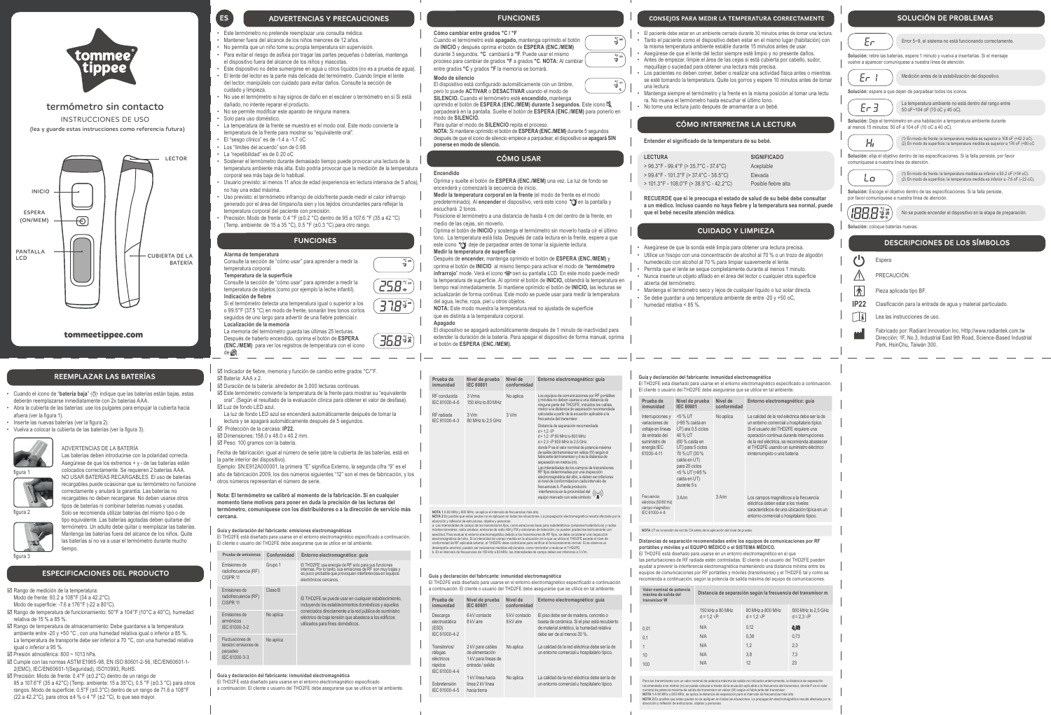## ADVERTENCIAS Y PRECAUCIONES

- Este termómetro no pretende reemplazar una consulta médica.
- Mantener fuera del alcance de los niños menores de 12 años.
- No permita que un niño tome su propia temperatura sin supervisión.
- Para evitar el riesgo de asfixia por tragar las partes pequeñas o baterías, mantenga el dispositivo fuera del alcance de los niños y mascotas.
- Este dispositivo no debe sumergirse en agua u otros líquidos (no es a prueba de agua).
- El lente del lector es la parte más delicada del termómetro. Cuando limpie el lente del lector, manipúlelo con cuidado para evitar daños. Consulte la sección de cuidado y limpieza.
- No use el termómetro si hay signos de daño en el escáner o termómetro en sí Si está dañado, no intente reparar el producto.
- No se permite modificar este aparato de ninguna manera.
- Solo para uso doméstico.
- La temperatura de la frente se muestra en el modo oral. Este modo convierte la temperatura de la frente para mostrar su "equivalente oral".
- El "sesgo clínico" es de -1.4 a -1.7 oC
- Los "límites del acuerdo" son de 0.98
- La "repetibilidad" es de 0.20 oC
- Sostener el termómetro durante demasiado tiempo puede provocar una lectura de la temperatura ambiente más alta. Esto podría provocar que la medición de la temperatura corporal sea más baja de lo habitual.
- Usuario previsto: al menos 11 años de edad (experiencia en lectura intensiva de 5 años), no hay una edad máxima.
- Uso previsto: el termómetro infrarrojo de oído/frente puede medir el calor infrarrojo generado por el área del tímpano/la sien y los tejidos circundantes para reflejar la temperatura corporal del paciente con precisión.
- Precisión: Modo de frente: 0.4 °F (±0.2 °C) dentro de 95 a 107.6 °F (35 a 42 °C) (Temp. ambiente: de 15 a 35 °C), 0.5 °F (±0.3 °C) para otro rango.

tommee tippee

# termómetro sin contacto

INSTRUCCIONES DE USO

(lea y guarde estas instrucciones como referencia futura)

LECTOR

INICIO

ESPERA (ON/MEM)

PANTALLA LCD

CUBIERTA DE LA BATERÍA

tommeetippee.com

## FUNCIONES

**Alarma de temperatura**
Consulte la sección de "cómo usar" para aprender a medir la temperatura corporal.

**Temperatura de la superficie**
Consulte la sección de "cómo usar" para aprender a medir la temperatura de objetos (como por ejemplo la leche infantil).

**Indicación de fiebre**
Si el termómetro detecta una temperatura igual o superior a los o 99.5°F (37.5 °C) en modo de frente, sonarán tres tonos cortos seguidos de uno largo para advertir de una fiebre potencial.r.

**Localización de la memoria**
La memoria del termómetro guarda las últimas 25 lecturas. Después de haberlo encendido, oprima el botón de **ESPERA (ENC./MEM)** para ver los registros de temperatura con el icono de .

**Cómo cambiar entre grados °C / °F**
Cuando el termómetro esté **apagado,** mantenga oprimido el botón de **INICIO** y después oprima el botón de **ESPERA (ENC./MEM)** durante 3 segundos. **°C** cambiará a **°F**. Puede usar el mismo proceso para cambiar de grados **°F** a grados **°C**. **NOTA:** Al cambiar entre grados **°C** y grados **°F** la memoria se borrará.

**Modo de silencio**
El dispositivo está configurado automáticamente con un timbre, pero lo puede **ACTIVAR** o **DESACTIVAR** usando el modo de **SILENCIO.** Cuando el termómetro esté **encendido,** mantenga oprimido el botón de **ESPERA (ENC./MEM) durante 3 segundos.** Este icono parpadeará en la pantalla. Suelte el botón de **ESPERA (ENC./MEM)** para ponerlo en modo de **SILENCIO.**
Para quitar el modo de **SILENCIO** repita el proceso.
**NOTA:** Si mantiene oprimido el botón de **ESPERA (ENC./MEM)** durante 5 segundos después de que el icono de silencio empiece a parpadear, el dispositivo se **apagará SIN ponerse en modo de silencio.**

## CÓMO USAR

**Encendido**
Oprima y suelte el botón de **ESPERA (ENC./MEM)** una vez. La luz de fondo se encenderá y comenzará la secuencia de inicio.

**Medir la temperatura corporal en la frente** (el modo de frente es el modo predeterminado). Al **encender** el dispositivo, verá este icono en la pantalla y escuchará 2 tonos.
Posicione el termómetro a una distancia de hasta 4 cm del centro de la frente, en medio de las cejas, sin moverlo.
Oprima el botón de **INICIO** y sostenga el termómetro sin moverlo hasta oír el último tono. La temperatura está lista. Después de cada lectura en la frente, espere a que este icono deje de parpadear antes de tomar la siguiente lectura.

**Medir la temperatura de superficie**
Después de **encender,** mantenga oprimido el botón de **ESPERA (ENC./MEM)** y oprima el botón de **INICIO** al mismo tiempo para activar el modo de "**termómetro infrarrojo**" modo. Verá el icono en su pantalla LCD. En este modo puede medir la temperatura de superficie. Al oprimir el botón de **INICIO,** obtendrá la temperatura en tiempo real inmediatamente. Si mantiene oprimido el botón de **INICIO,** las lecturas se actualizarán de forma continua. Este modo se puede usar para medir la temperatura del agua, leche, ropa, piel u otros objetos.
**NOTA:** Este modo muestra la temperatura real no ajustada de superficie que es distinta a la temperatura corporal.

**Apagado**
El dispositivo se apagará automáticamente después de 1 minuto de inactividad para extender la duración de la batería. Para apagar el dispositivo de forma manual, oprima el botón de **ESPERA (ENC./MEM).**

## CONSEJOS PARA MEDIR LA TEMPERATURA CORRECTAMENTE

- El paciente debe estar en un ambiente cerrado durante 30 minutos antes de tomar una lectura.
- Tanto el paciente como el dispositivo deben estar en el mismo lugar (habitación) con la misma temperatura ambiente estable durante 15 minutos antes de usar.
- Asegúrese de que el lente del lector siempre esté limpio y no presente daños.
- Antes de empezar, limpie el área de las cejas si está cubierta por cabello, sudor, maquillaje o suciedad para obtener una lectura más precisa.
- Los pacientes no deben comer, beber o realizar una actividad física antes o mientras se esté tomando la temperatura. Quite los gorros y espere 10 minutos antes de tomar una lectura.
- Mantenga siempre el termómetro y la frente en la misma posición al tomar una lectura. No mueva el termómetro hasta escuchar el último tono.
- No tome una lectura justo después de amamantar a un bebé.

## CÓMO INTERPRETAR LA LECTURA

**Entender el significado de la temperatura de su bebé.**

| LECTURA | SIGNIFICADO |
|---|---|
| > 96.3°F - 99.4°F (> 35.7°C - 37.4°C) | Aceptable |
| > 99.4°F - 101.3°F (> 37.4°C - 38.5°C) | Elevada |
| > 101.3°F - 108.0°F (> 38.5°C - 42.2°C) | Posible fiebre alta |

**RECUERDE que si le preocupa el estado de salud de su bebé debe consultar a un médico. Incluso cuando no haya fiebre y la temperatura sea normal, puede que el bebé necesite atención médica.**

## CUIDADO Y LIMPIEZA

- Asegúrese de que la sonda esté limpia para obtener una lectura precisa.
- Utilice un hisopo con una concentración de alcohol al 70 % o un trozo de algodón humedecido con alcohol al 70 % para limpiar suavemente el lente.
- Permita que el lente se seque completamente durante al menos 1 minuto.
- Nunca inserte un objeto afilado en el área del lector o cualquier otra superficie abierta del termómetro.
- Mantenga el termómetro seco y lejos de cualquier líquido o luz solar directa.
- Se debe guardar a una temperatura ambiente de entre -20 y +50 oC, humedad relativa < 85 %.

## SOLUCIÓN DE PROBLEMAS

**Er** — Error 5~9, el sistema no está funcionando correctamente.

**Solución:** retire las baterías, espere 1 minuto y vuelva a insertarlas. Si el mensaje vuelve a aparecer comuníquese a nuestra línea de atención.

**Er 1** — Medición antes de la estabilización del dispositivo.

**Solución:** espere a que dejen de parpadear todos los iconos.

**Er 3** — La temperatura ambiente no está dentro del rango entre 50 oF~104 oF (10 oC y 40 oC).

**Solución:** Deje el termómetro en una habitación a temperatura ambiente durante al menos 15 minutos: 50 oF a 104 oF (10 oC a 40 oC).

**Hi** — (1) En modo de frente: la temperatura medida es superior a 108 oF (+42.2 oC). (2) En modo de superficie: la temperatura medida es superior a 176 oF (+80 oC

**Solución:** elija el objetivo dentro de las especificaciones. Si la falla persiste, por favor comuníquese a nuestra línea de atención.

**Lo** — (1) En modo de frente: la temperatura medida es inferior a 93.2 oF (+34 oC). (2) En modo de superficie: la temperatura medida es inferior a -7.6 oF (−22 oC).

**Solución:** Escoge el objetivo dentro de las especificaciones. Si la falla persiste, por favor comuníquese a nuestra línea de atención.

**188.8** — No se puede encender el dispositivo en la etapa de preparación.

**Solución:** coloque baterías nuevas.

## DESCRIPCIONES DE LOS SÍMBOLOS

- Espera
- PRECAUCIÓN.
- Pieza aplicada tipo BF.
- IP22 — Clasificación para la entrada de agua y material particulado.
- Lea las instrucciones de uso.
- Fabricado por: Radiant Innovation Inc. Http://www.radiantek.com.tw Dirección: 1F, No.3, Industrial East 9th Road, Science-Based Industrial Park, HsinChu, Taiwán 300.

## REEMPLAZAR LAS BATERÍAS

- Cuando el icono de "**batería baja**" indique que las baterías están bajas, estas deberán reemplazarse inmediatamente con 2x baterías AAA.
- Abra la cubierta de las baterías: use los pulgares para empujar la cubierta hacia afuera (ver la figura 1).
- Inserte las nuevas baterías (ver la figura 2).
- Vuelva a colocar la cubierta de las baterías (ver la figura 3).

figura 1

figura 2

figura 3

ADVERTENCIAS DE LA BATERÍA
Las baterías deben introducirse con la polaridad correcta. Asegúrese de que los extremos + y - de las baterías estén colocados correctamente. Se requieren 2 baterías AAA. NO USAR BATERÍAS RECARGABLES. El uso de baterías recargables puede ocasionar que su termómetro no funcione correctamente y anulará la garantía. Las baterías no recargables no deben recargarse. No deben usarse otros tipos de baterías ni combinar baterías nuevas y usadas. Solo se recomienda utilizar baterías del mismo tipo o de tipo equivalente. Las baterías agotadas deben quitarse del termómetro. Un adulto debe quitar o reemplazar las baterías. Mantenga las baterías fuera del alcance de los niños. Quite las baterías si no va a usar el termómetro durante mucho tiempo.

## ESPECIFICACIONES DEL PRODUCTO

☑ Rango de medición de la temperatura:
Modo de frente: 93.2 a 108°F (34 a 42.2°C).
Modo de superficie: -7.6 a 176°F (-22 a 80°C).
☑ Rango de temperatura de funcionamiento: 50°F a 104°F (10°C a 40°C), humedad relativa de 15 % a 85 %.
☑ Rango de temperatura de almacenamiento: Debe guardarse a la temperatura ambiente entre -20 y +50 °C , con una humedad relativa igual o inferior a 85 %. La temperatura de transporte debe ser inferior a 70 °C, con una humedad relativa igual o inferior a 95 %.
☑ Presión atmosférica: 800 ~ 1013 hPa.
☑ Cumple con las normas ASTM E1965-98, EN ISO 80601-2-56, IEC/EN60601-1-2(EMC), IEC/EN60601-1(Seguridad), ISO10993, RoHS.
☑ Precisión: Modo de frente: 0.4°F (±0.2°C) dentro de un rango de 95 a 107.6°F (35 a 42°C) (Temp. ambiente: 15 a 35°C), 0.5 °F (±0.3 °C) para otros rangos. Modo de superficie: 0.5°F (±0.3°C) dentro de un rango de 71.6 a 108°F (22 a 42.2°C), para otros ±4 % o 4 °F (±2 °C), lo que sea mayor.
☑ Indicador de fiebre, memoria y función de cambio entre grados °C/°F.
☑ Batería: AAA x 2.
☑ Duración de la batería: alrededor de 3,000 lecturas continuas.
☑ Este termómetro convierte la temperatura de la frente para mostrar su "equivalente oral". (Según el resultado de la evaluación clínica para obtener el desfase).
☑ Luz de fondo LED azul.
La luz de fondo LED azul se encenderá automáticamente después de tomar la lectura y se apagará automáticamente después de 5 segundos.
☑ Protección de la carcasa: **IP22.**
☑ Dimensiones: 158.0 x 48.0 x 40.2 mm.
☑ Peso: 100 gramos con la batería.

Fecha de fabricación: igual al número de serie (abre la cubierta de las baterías, está en la parte interior del dispositivo).
Ejemplo: SN:E912A000001, la primera "E" significa Externo, la segunda cifra "9" es el año de fabricación 2009, los dos números siguientes "12" son el mes de fabricación, y los otros números representan el número de serie.

**Nota: El termómetro se calibró al momento de la fabricación. Si en cualquier momento tiene motivos para poner en duda la precisión de las lecturas del termómetro, comuníquese con los distribuidores o a la dirección de servicio más cercana.**

**Guía y declaración del fabricante: emisiones electromagnéticas**
El THD2FE está diseñado para usarse en el entorno electromagnético especificado a continuación. El cliente o usuario del THD2FE debe asegurarse que se utilice en tal ambiente.

| Prueba de emisiones | Conformidad | Entorno electromagnético: guía |
|---|---|---|
| Emisiones de radiofrecuencia (RF) CISPR 11 | Grupo 1 | El THD2FE usa energía de RF solo para sus funciones internas. Por lo tanto, sus emisiones de RF son muy bajas y es poco probable que provoquen interferencias en equipos electrónicos cercanos. |
| Emisiones de radiofrecuencia (RF) CISPR 11 | Clase B | El THD2FE se puede usar en cualquier establecimiento, incluyendo los establecimientos domésticos y aquellos conectados directamente a la red pública de suministro eléctrico de baja tensión que abastece a los edificios utilizados para fines domésticos. |
| Emisiones de armónicos IEC 61000-3-2 | No aplica | |
| Fluctuaciones de tensión/ emisiones de parpadeo IEC 61000-3-3 | No aplica | |

**Guía y declaración del fabricante: inmunidad electromagnética**
El THD2FE está diseñado para usarse en el entorno electromagnético especificado a continuación. El cliente o usuario del THD2FE debe asegurarse que se utilice en tal ambiente.

| Prueba de inmunidad | Nivel de prueba IEC 60601 | Nivel de conformidad | Entorno electromagnético: guía |
|---|---|---|---|
| RF conducida IEC 61000-4-6 | 3 Vrms 150 kHz to 80 MHz | No aplica | Los equipos de comunicaciones por RF portátiles y móviles no deben usarse a una distancia de ninguna parte del THD2FE, incluidos los cables, menor a la distancia de separación recomendada calculada a partir de la ecuación aplicable a la frecuencia del transmisor. |
| RF radiada IEC 61000-4-3 | 3 V/m 80 MHz to 2.5 GHz | 3 V/m | Distancia de separación recomendada $d = 1.2\sqrt{P}$ $d = 1.2\sqrt{P}$ 80 MHz to 800 MHz $d = 2.3\sqrt{P}$ 800 MHz to 2.5 GHz donde P es el valor nominal de potencia máxima de salida del transmisor en vatios (W) según el fabricante del transmisor y d es la distancia de separación en metros (m). Las intensidades de los campos de transmisores RF fijos determinadas por una inspección electromagnética del sitio, a deben ser inferiores al nivel de conformidad en cada intervalo de frecuencias b. Puede producirse interferencia en la proximidad del equipo marcado con este símbolo: |

NOTA 1 A 80 MHz y 800 MHz, se aplica el intervalo de frecuencias más alto.
NOTA 2 Es posible que estas pautas no se apliquen en todas las situaciones. La propagación electromagnética resulta afectada por la absorción y reflexión de estructuras, objetos y personas.
a. Las intensidades de campo de los transmisores fijos, como estaciones base para radioteléfonos (celulares/inalámbricos) y radios móviles terrestres, radio amateur, emisoras de radio AM y FM y emisoras de televisión, no pueden predecirse teóricamente con exactitud. Para evaluar el entorno electromagnético debido a los transmisores de RF fijos, se debe considerar una inspección electromagnética del sitio. Si la intensidad de campo medida en la ubicación en la que se utiliza el THD2FE excede el nivel de conformidad de RF aplicable anterior, el THD2FE debe controlarse para verificar el funcionamiento normal. Si se observa un desempeño anormal, pueden ser necesarias medidas adicionales, como reorientar o reubicar el THD2FE.
b. En el intervalo de frecuencias de 150 kHz a 80 MHz, las intensidades de campo deben ser inferiores a 3 V/m.

**Guía y declaración del fabricante: inmunidad electromagnética**
El THD2FE está diseñado para usarse en el entorno electromagnético especificado a continuación. El cliente o usuario del THD2FE debe asegurarse que se utilice en tal ambiente.

| Prueba de inmunidad | Nivel de prueba IEC 60601 | Nivel de conformidad | Entorno electromagnético: guía |
|---|---|---|---|
| Descarga electrostática (ESD) IEC 61000-4-2 | 6 kV contacto 8 kV aire | 6 kV contacto 8 kV aire | El piso debe ser de madera, concreto o loseta de cerámica. Si el piso está recubierto de material sintético, la humedad relativa debe ser de al menos 30 %. |
| Transitorios/ ráfagas eléctricos rápidos IEC 61000-4-4 | 2 kV para cables de alimentación 1 kV para líneas de entrada / salida | No aplica | La calidad de la red eléctrica debe ser la de un entorno comercial u hospitalario típico. |
| Sobretensión IEC 61000-4-5 | 1 kV línea hacia línea 2 kV línea hacia tierra | No aplica | La calidad de la red eléctrica debe ser la de un entorno comercial u hospitalario típico. |

**Guía y declaración del fabricante: inmunidad electromagnética**
El THD2FE está diseñado para usarse en el entorno electromagnético especificado a continuación. El cliente o usuario del THD2FE debe asegurarse que se utilice en tal ambiente.

| Prueba de inmunidad | Nivel de prueba IEC 60601 | Nivel de conformidad | Entorno electromagnético: guía |
|---|---|---|---|
| Interrupciones y variaciones de voltaje en líneas de entrada del suministro de energía IEC 61000-4-11 | <5 % UT (>95 % caída en UT) para 0,5 ciclos 40 % UT (60 % caída en UT) para 5 ciclos 70 % UT (30 % caída en UT) para 25 ciclos <5 % UT (>95 % caída en UT) durante 5 s | No aplica | La calidad de la red eléctrica debe ser la de un entorno comercial u hospitalario típico. Si el usuario del THD2FE requiere una operación continua durante interrupciones de la red eléctrica, se recomienda abastecer el THD2FE usando un suministro eléctrico ininterrumpido o una batería. |
| Frecuencia eléctrica (50/60 Hz) campo magnético IEC 61000-4-8 | 3 A/m | 3 A/m | Los campos magnéticos a la frecuencia eléctrica deben estar a los niveles característicos de una ubicación típica en un entorno comercial u hospitalario típico. |

NOTA UT es la tensión de red de CA antes de la aplicación del nivel de prueba.

**Distancias de separación recomendadas entre los equipos de comunicaciones por RF portátiles y móviles y el EQUIPO MÉDICO o el SISTEMA MÉDICO.**
El THD2FE está diseñado para usarse en un entorno electromagnético en el que las perturbaciones de RF radiada estén controladas. El cliente o el usuario del THD2FE pueden ayudar a prevenir la interferencia electromagnética manteniendo una distancia mínima entre los equipos de comunicaciones por RF portátiles y móviles (transmisores) y el THD2FE tal y como se recomienda a continuación, según la potencia de salida máxima del equipo de comunicaciones.

| Valor nominal de potencia máxima de salida del transmisor W | Distancia de separación según la frecuencia del transmisor m | | |
|---|---|---|---|
| | 150 kHz a 80 MHz $d = 1,2\sqrt{P}$ | 80 MHz a 800 MHz $d = 1,2\sqrt{P}$ | 800 MHz to 2,5 GHz $d = 2,3\sqrt{P}$ |
| 0,01 | N/A | 0,12 | 0,23 |
| 0,1 | N/A | 0,38 | 0,73 |
| 1 | N/A | 1,2 | 2,3 |
| 10 | N/A | 3,8 | 7,3 |
| 100 | N/A | 12 | 23 |

Para los transmisores con un valor nominal de potencia máxima de salida no indicados anteriormente, la distancia de separación recomendada d en metros (m) se puede calcular a través de la ecuación aplicable a la frecuencia del transmisor, donde P es el valor nominal de potencia máxima de salida del transmisor en vatios (W) según el fabricante del transmisor.
NOTA 1 A 80 MHz y 800 MHz, se aplica la distancia de separación para el intervalo de frecuencias más alto.
NOTA 2 Es posible que estas pautas no se apliquen en todas las situaciones. La propagación electromagnética resulta afectada por la absorción y reflexión de estructuras, objetos y personas.